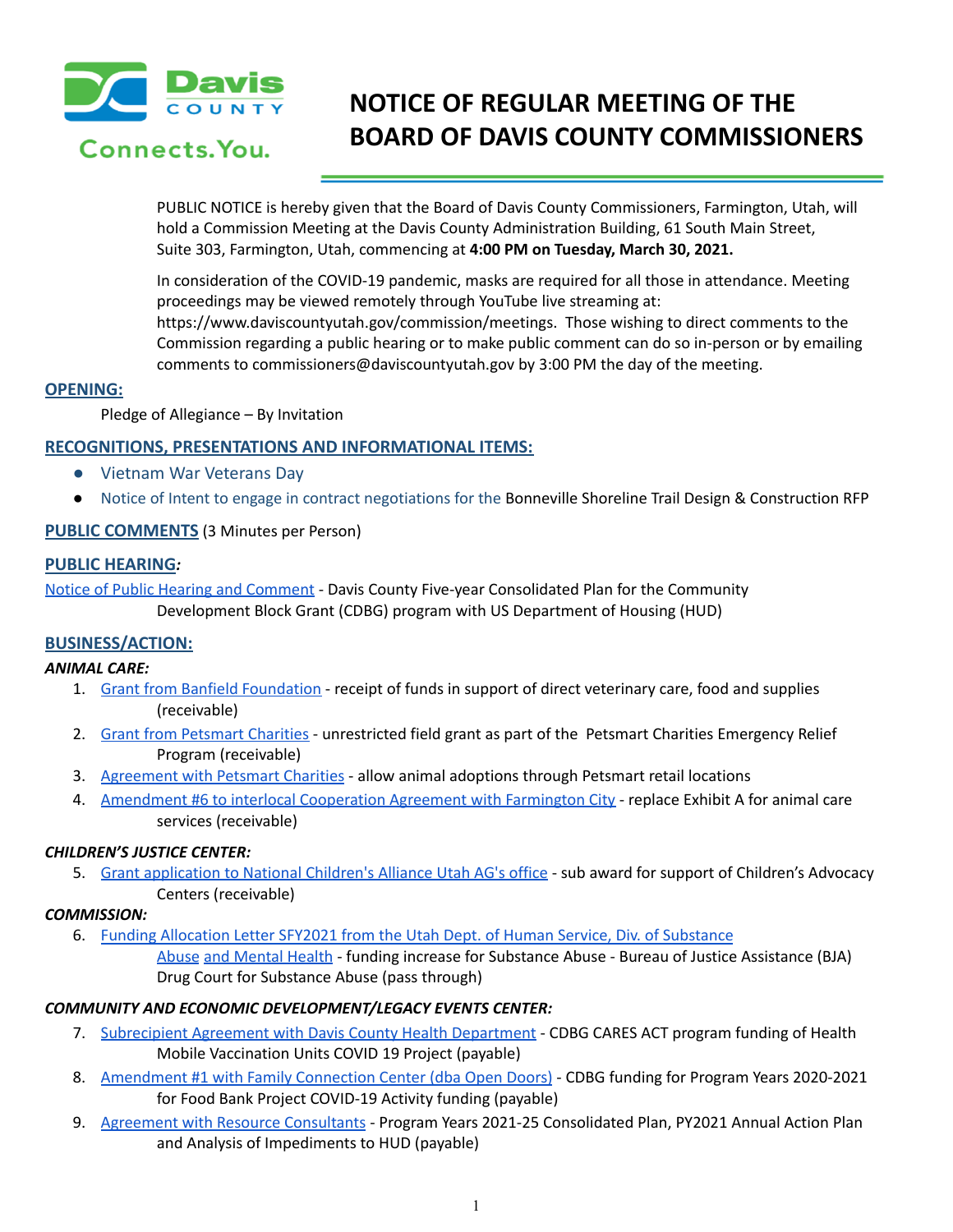# NOTICE OF REGULAR MEETING OF THE BOARD OF DAVIS COUNTY COMMISSIONERS

PUBLIC NOTICE is hereby given that the Board of Davis County Commissioners, Farmington, Utah, will hold a Commission Meeting at the Davis County Administration Building, 61 South Main Street, Suite 303, Farmington, Utah, commencing at **4:00 PM on Tuesday, March 30, 2021.**

In consideration of the COVID-19 pandemic, masks are required for all those in attendance. Meeting proceedings may be viewed remotely through YouTube live streaming at: https://www.daviscountyutah.gov/commission/meetings. Those wishing to direct comments to the Commission regarding a public hearing or to make public comment can do so in-person or by emailing comments to commissioners@daviscountyutah.gov by 3:00 PM the day of the meeting.

## OPENING:

Pledge of Allegiance – By Invitation

## RECOGNITIONS, PRESENTATIONS AND INFORMATIONAL ITEMS:

- Vietnam War Veterans Day
- Notice of Intent to engage in contract negotiations for the Bonneville Shoreline Trail Design & Construction RFP

## PUBLIC COMMENTS (3 Minutes per Person)

## PUBLIC HEARING*:*

Notice of Public Hearing and Comment - Davis County Five-year Consolidated Plan for the Community Development Block Grant (CDBG) program with US Department of Housing (HUD)

## BUSINESS/ACTION:

### *ANIMAL CARE:*

1. Grant from Banfield Foundation - receipt of funds in support of direct veterinary care, food and supplies (receivable)
2. Grant from Petsmart Charities - unrestricted field grant as part of the Petsmart Charities Emergency Relief Program (receivable)
3. Agreement with Petsmart Charities - allow animal adoptions through Petsmart retail locations
4. Amendment #6 to interlocal Cooperation Agreement with Farmington City - replace Exhibit A for animal care services (receivable)

### *CHILDREN'S JUSTICE CENTER:*

5. Grant application to National Children's Alliance Utah AG's office - sub award for support of Children's Advocacy Centers (receivable)

### *COMMISSION:*

6. Funding Allocation Letter SFY2021 from the Utah Dept. of Human Service, Div. of Substance Abuse and Mental Health - funding increase for Substance Abuse - Bureau of Justice Assistance (BJA) Drug Court for Substance Abuse (pass through)

### *COMMUNITY AND ECONOMIC DEVELOPMENT/LEGACY EVENTS CENTER:*

7. Subrecipient Agreement with Davis County Health Department - CDBG CARES ACT program funding of Health Mobile Vaccination Units COVID 19 Project (payable)
8. Amendment #1 with Family Connection Center (dba Open Doors) - CDBG funding for Program Years 2020-2021 for Food Bank Project COVID-19 Activity funding (payable)
9. Agreement with Resource Consultants - Program Years 2021-25 Consolidated Plan, PY2021 Annual Action Plan and Analysis of Impediments to HUD (payable)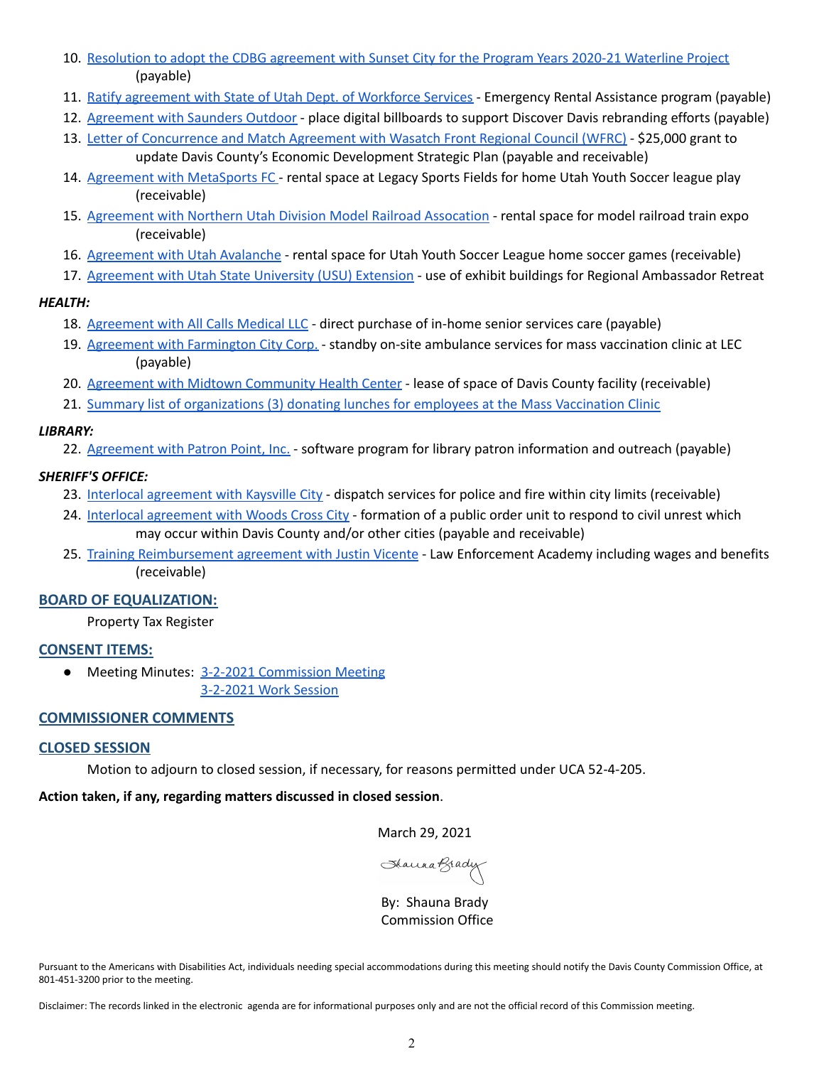10. Resolution to adopt the CDBG agreement with Sunset City for the Program Years 2020-21 Waterline Project (payable)
11. Ratify agreement with State of Utah Dept. of Workforce Services - Emergency Rental Assistance program (payable)
12. Agreement with Saunders Outdoor - place digital billboards to support Discover Davis rebranding efforts (payable)
13. Letter of Concurrence and Match Agreement with Wasatch Front Regional Council (WFRC) - $25,000 grant to update Davis County's Economic Development Strategic Plan (payable and receivable)
14. Agreement with MetaSports FC - rental space at Legacy Sports Fields for home Utah Youth Soccer league play (receivable)
15. Agreement with Northern Utah Division Model Railroad Assocation - rental space for model railroad train expo (receivable)
16. Agreement with Utah Avalanche - rental space for Utah Youth Soccer League home soccer games (receivable)
17. Agreement with Utah State University (USU) Extension - use of exhibit buildings for Regional Ambassador Retreat

***HEALTH:***

18. Agreement with All Calls Medical LLC - direct purchase of in-home senior services care (payable)
19. Agreement with Farmington City Corp. - standby on-site ambulance services for mass vaccination clinic at LEC (payable)
20. Agreement with Midtown Community Health Center - lease of space of Davis County facility (receivable)
21. Summary list of organizations (3) donating lunches for employees at the Mass Vaccination Clinic

***LIBRARY:***

22. Agreement with Patron Point, Inc. - software program for library patron information and outreach (payable)

***SHERIFF'S OFFICE:***

23. Interlocal agreement with Kaysville City - dispatch services for police and fire within city limits (receivable)
24. Interlocal agreement with Woods Cross City - formation of a public order unit to respond to civil unrest which may occur within Davis County and/or other cities (payable and receivable)
25. Training Reimbursement agreement with Justin Vicente - Law Enforcement Academy including wages and benefits (receivable)

## BOARD OF EQUALIZATION:

Property Tax Register

## CONSENT ITEMS:

- Meeting Minutes: 3-2-2021 Commission Meeting
  3-2-2021 Work Session

## COMMISSIONER COMMENTS

## CLOSED SESSION

Motion to adjourn to closed session, if necessary, for reasons permitted under UCA 52-4-205.

**Action taken, if any, regarding matters discussed in closed session**.

March 29, 2021

Shauna Brady

By: Shauna Brady
Commission Office

Pursuant to the Americans with Disabilities Act, individuals needing special accommodations during this meeting should notify the Davis County Commission Office, at 801-451-3200 prior to the meeting.

Disclaimer: The records linked in the electronic agenda are for informational purposes only and are not the official record of this Commission meeting.